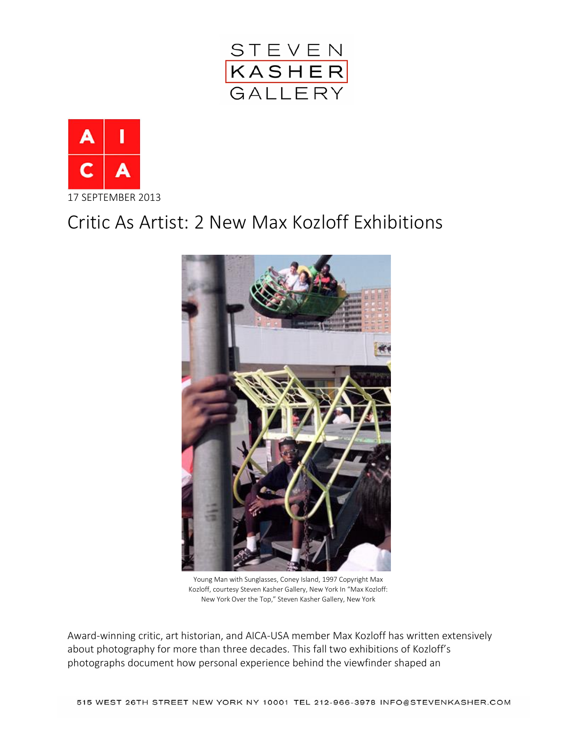17 SEPTEMBER 2013

# Critic As Artist: 2 New Max Kozloff Exhibitions

Young Man with Sunglasses, Coney Island, 1997 Copyright Max Kozloff, courtesy Steven Kasher Gallery, New York In "Max Kozloff: New York Over the Top," Steven Kasher Gallery, New York

Award-winning critic, art historian, and AICA-USA member Max Kozloff has written extensively about photography for more than three decades. This fall two exhibitions of Kozloff's photographs document how personal experience behind the viewfinder shaped an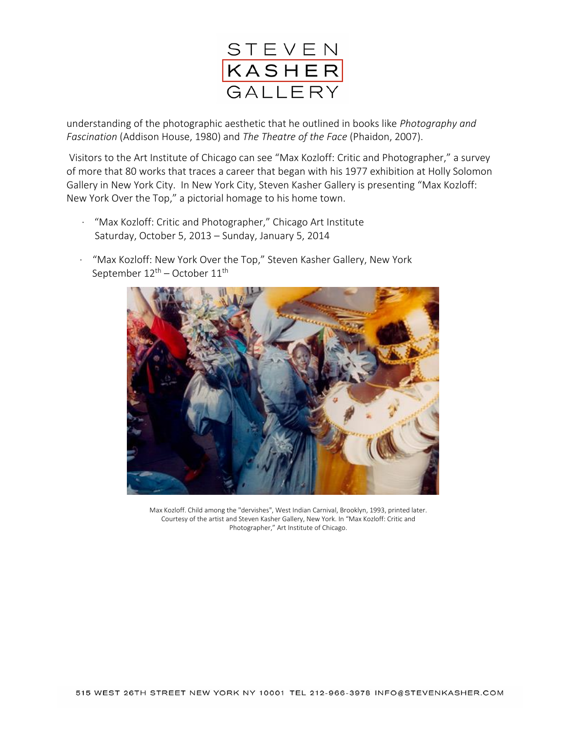understanding of the photographic aesthetic that he outlined in books like *Photography and Fascination* (Addison House, 1980) and *The Theatre of the Face* (Phaidon, 2007).

Visitors to the Art Institute of Chicago can see "Max Kozloff: Critic and Photographer," a survey of more that 80 works that traces a career that began with his 1977 exhibition at Holly Solomon Gallery in New York City. In New York City, Steven Kasher Gallery is presenting "Max Kozloff: New York Over the Top," a pictorial homage to his home town.

- "Max Kozloff: Critic and Photographer," Chicago Art Institute
  Saturday, October 5, 2013 – Sunday, January 5, 2014
- "Max Kozloff: New York Over the Top," Steven Kasher Gallery, New York
  September 12th – October 11th

Max Kozloff. Child among the "dervishes", West Indian Carnival, Brooklyn, 1993, printed later. Courtesy of the artist and Steven Kasher Gallery, New York. In "Max Kozloff: Critic and Photographer," Art Institute of Chicago.